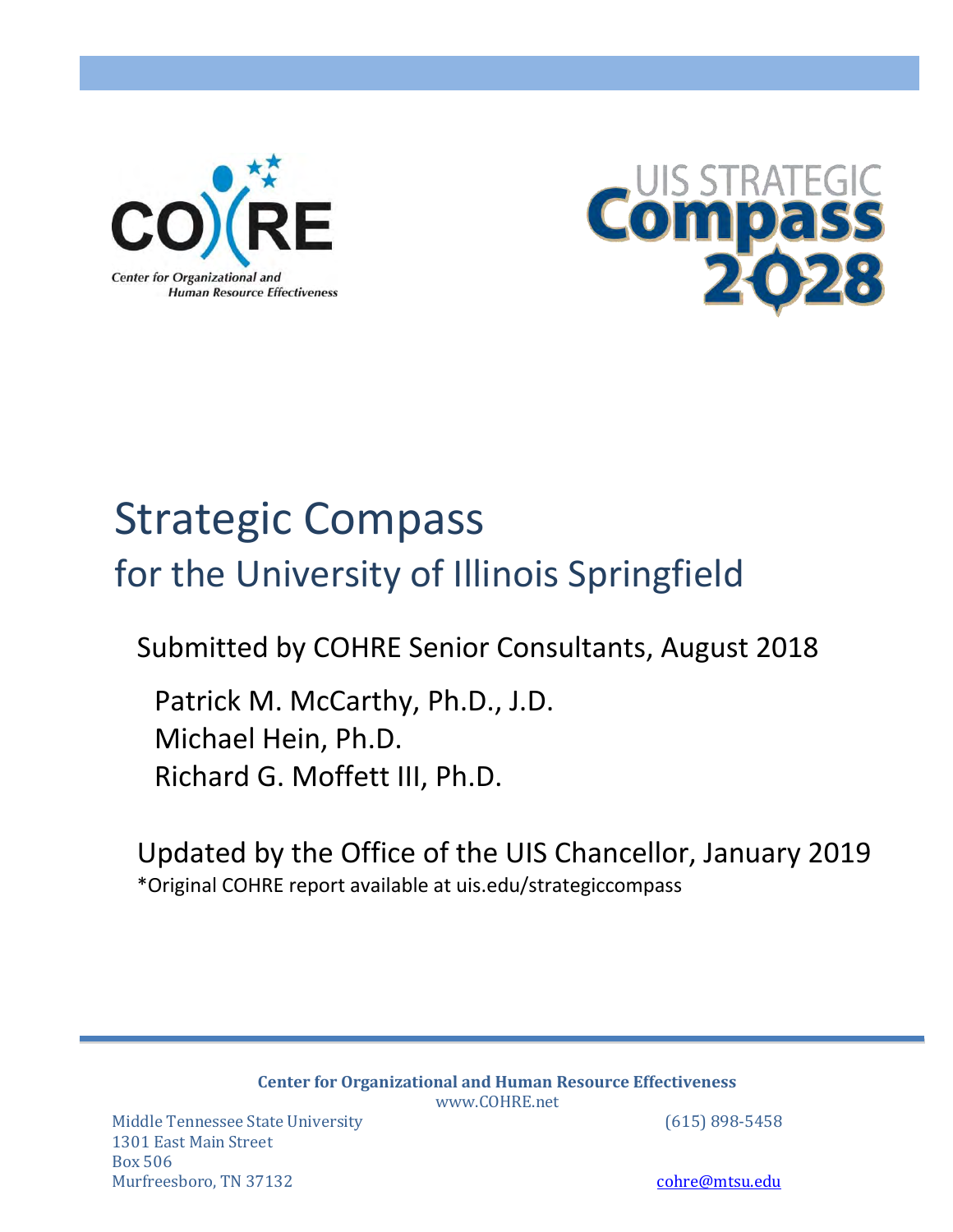CO)(RE

Center for Organizational and Human Resource Effectiveness

UIS STRATEGIC Compass 2028

# Strategic Compass

## for the University of Illinois Springfield

Submitted by COHRE Senior Consultants, August 2018

Patrick M. McCarthy, Ph.D., J.D.
Michael Hein, Ph.D.
Richard G. Moffett III, Ph.D.

Updated by the Office of the UIS Chancellor, January 2019

*Original COHRE report available at uis.edu/strategiccompass

---

**Center for Organizational and Human Resource Effectiveness**
www.COHRE.net

Middle Tennessee State University
1301 East Main Street
Box 506
Murfreesboro, TN 37132

(615) 898-5458

cohre@mtsu.edu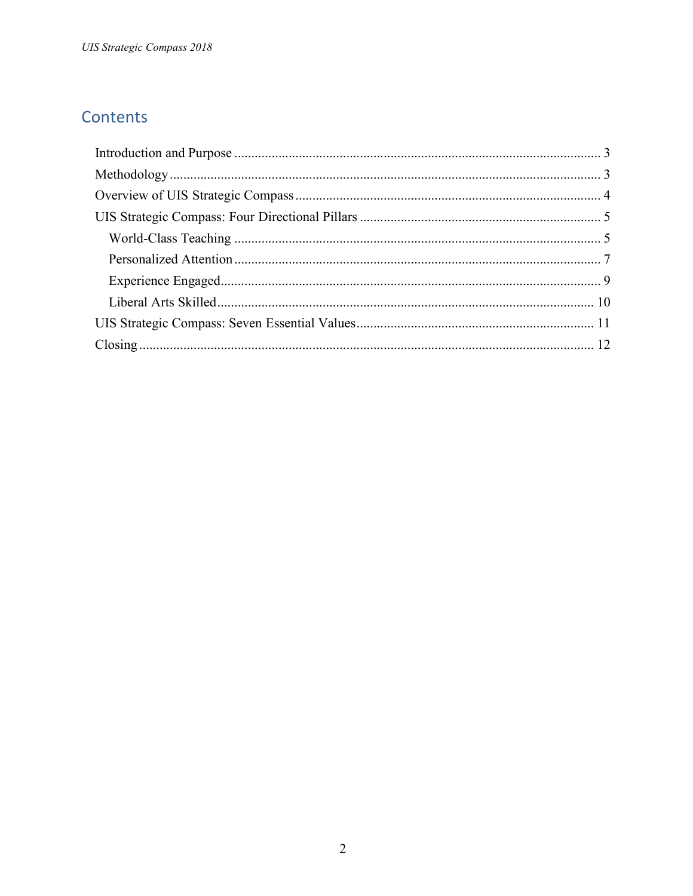## Contents

- Introduction and Purpose ........................................................................................................... 3
- Methodology ............................................................................................................................. 3
- Overview of UIS Strategic Compass ......................................................................................... 4
- UIS Strategic Compass: Four Directional Pillars ...................................................................... 5
  - World-Class Teaching ........................................................................................................... 5
  - Personalized Attention ........................................................................................................... 7
  - Experience Engaged ............................................................................................................... 9
  - Liberal Arts Skilled .............................................................................................................. 10
- UIS Strategic Compass: Seven Essential Values ..................................................................... 11
- Closing ..................................................................................................................................... 12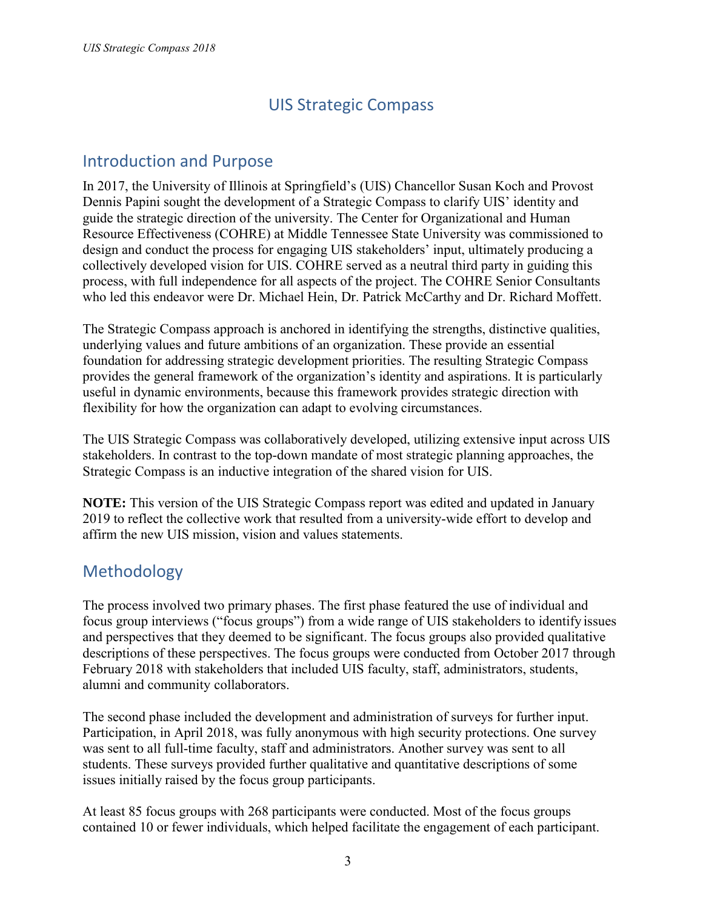# UIS Strategic Compass

## Introduction and Purpose

In 2017, the University of Illinois at Springfield's (UIS) Chancellor Susan Koch and Provost Dennis Papini sought the development of a Strategic Compass to clarify UIS' identity and guide the strategic direction of the university. The Center for Organizational and Human Resource Effectiveness (COHRE) at Middle Tennessee State University was commissioned to design and conduct the process for engaging UIS stakeholders' input, ultimately producing a collectively developed vision for UIS. COHRE served as a neutral third party in guiding this process, with full independence for all aspects of the project. The COHRE Senior Consultants who led this endeavor were Dr. Michael Hein, Dr. Patrick McCarthy and Dr. Richard Moffett.

The Strategic Compass approach is anchored in identifying the strengths, distinctive qualities, underlying values and future ambitions of an organization. These provide an essential foundation for addressing strategic development priorities. The resulting Strategic Compass provides the general framework of the organization's identity and aspirations. It is particularly useful in dynamic environments, because this framework provides strategic direction with flexibility for how the organization can adapt to evolving circumstances.

The UIS Strategic Compass was collaboratively developed, utilizing extensive input across UIS stakeholders. In contrast to the top-down mandate of most strategic planning approaches, the Strategic Compass is an inductive integration of the shared vision for UIS.

**NOTE:** This version of the UIS Strategic Compass report was edited and updated in January 2019 to reflect the collective work that resulted from a university-wide effort to develop and affirm the new UIS mission, vision and values statements.

## Methodology

The process involved two primary phases. The first phase featured the use of individual and focus group interviews ("focus groups") from a wide range of UIS stakeholders to identify issues and perspectives that they deemed to be significant. The focus groups also provided qualitative descriptions of these perspectives. The focus groups were conducted from October 2017 through February 2018 with stakeholders that included UIS faculty, staff, administrators, students, alumni and community collaborators.

The second phase included the development and administration of surveys for further input. Participation, in April 2018, was fully anonymous with high security protections. One survey was sent to all full-time faculty, staff and administrators. Another survey was sent to all students. These surveys provided further qualitative and quantitative descriptions of some issues initially raised by the focus group participants.

At least 85 focus groups with 268 participants were conducted. Most of the focus groups contained 10 or fewer individuals, which helped facilitate the engagement of each participant.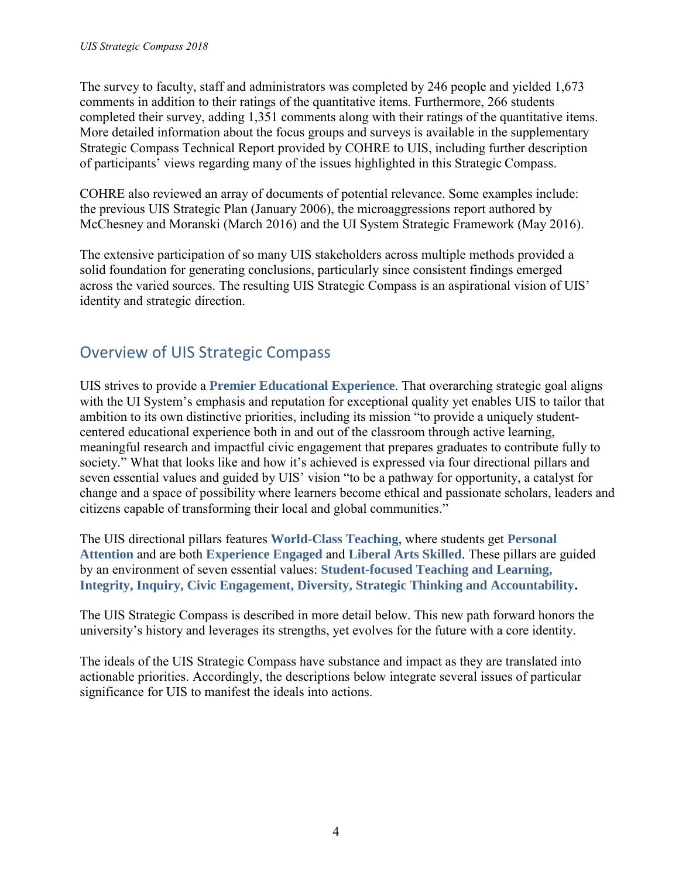The survey to faculty, staff and administrators was completed by 246 people and yielded 1,673 comments in addition to their ratings of the quantitative items. Furthermore, 266 students completed their survey, adding 1,351 comments along with their ratings of the quantitative items. More detailed information about the focus groups and surveys is available in the supplementary Strategic Compass Technical Report provided by COHRE to UIS, including further description of participants' views regarding many of the issues highlighted in this Strategic Compass.

COHRE also reviewed an array of documents of potential relevance. Some examples include: the previous UIS Strategic Plan (January 2006), the microaggressions report authored by McChesney and Moranski (March 2016) and the UI System Strategic Framework (May 2016).

The extensive participation of so many UIS stakeholders across multiple methods provided a solid foundation for generating conclusions, particularly since consistent findings emerged across the varied sources. The resulting UIS Strategic Compass is an aspirational vision of UIS' identity and strategic direction.

## Overview of UIS Strategic Compass

UIS strives to provide a **Premier Educational Experience**. That overarching strategic goal aligns with the UI System's emphasis and reputation for exceptional quality yet enables UIS to tailor that ambition to its own distinctive priorities, including its mission "to provide a uniquely student-centered educational experience both in and out of the classroom through active learning, meaningful research and impactful civic engagement that prepares graduates to contribute fully to society." What that looks like and how it's achieved is expressed via four directional pillars and seven essential values and guided by UIS' vision "to be a pathway for opportunity, a catalyst for change and a space of possibility where learners become ethical and passionate scholars, leaders and citizens capable of transforming their local and global communities."

The UIS directional pillars features **World-Class Teaching**, where students get **Personal Attention** and are both **Experience Engaged** and **Liberal Arts Skilled**. These pillars are guided by an environment of seven essential values: **Student-focused Teaching and Learning, Integrity, Inquiry, Civic Engagement, Diversity, Strategic Thinking and Accountability.**

The UIS Strategic Compass is described in more detail below. This new path forward honors the university's history and leverages its strengths, yet evolves for the future with a core identity.

The ideals of the UIS Strategic Compass have substance and impact as they are translated into actionable priorities. Accordingly, the descriptions below integrate several issues of particular significance for UIS to manifest the ideals into actions.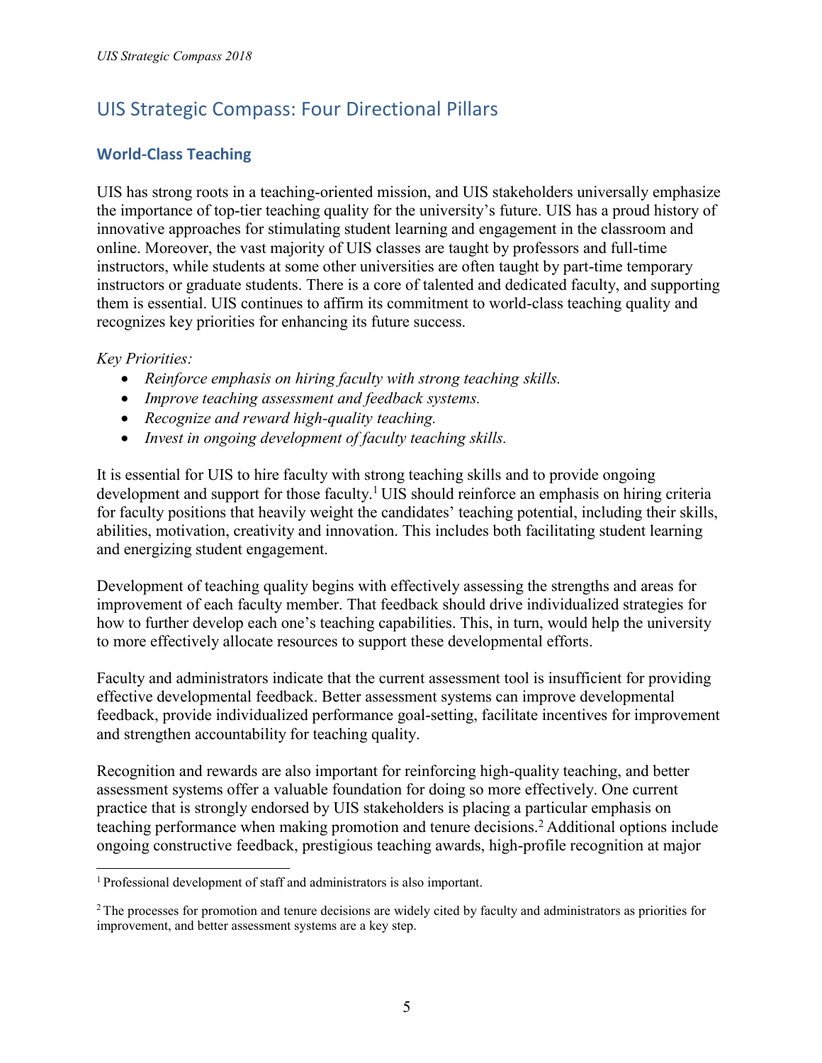## UIS Strategic Compass: Four Directional Pillars

### World-Class Teaching

UIS has strong roots in a teaching-oriented mission, and UIS stakeholders universally emphasize the importance of top-tier teaching quality for the university's future. UIS has a proud history of innovative approaches for stimulating student learning and engagement in the classroom and online. Moreover, the vast majority of UIS classes are taught by professors and full-time instructors, while students at some other universities are often taught by part-time temporary instructors or graduate students. There is a core of talented and dedicated faculty, and supporting them is essential. UIS continues to affirm its commitment to world-class teaching quality and recognizes key priorities for enhancing its future success.

*Key Priorities:*

- *Reinforce emphasis on hiring faculty with strong teaching skills.*
- *Improve teaching assessment and feedback systems.*
- *Recognize and reward high-quality teaching.*
- *Invest in ongoing development of faculty teaching skills.*

It is essential for UIS to hire faculty with strong teaching skills and to provide ongoing development and support for those faculty.[1] UIS should reinforce an emphasis on hiring criteria for faculty positions that heavily weight the candidates' teaching potential, including their skills, abilities, motivation, creativity and innovation. This includes both facilitating student learning and energizing student engagement.

Development of teaching quality begins with effectively assessing the strengths and areas for improvement of each faculty member. That feedback should drive individualized strategies for how to further develop each one's teaching capabilities. This, in turn, would help the university to more effectively allocate resources to support these developmental efforts.

Faculty and administrators indicate that the current assessment tool is insufficient for providing effective developmental feedback. Better assessment systems can improve developmental feedback, provide individualized performance goal-setting, facilitate incentives for improvement and strengthen accountability for teaching quality.

Recognition and rewards are also important for reinforcing high-quality teaching, and better assessment systems offer a valuable foundation for doing so more effectively. One current practice that is strongly endorsed by UIS stakeholders is placing a particular emphasis on teaching performance when making promotion and tenure decisions.[2] Additional options include ongoing constructive feedback, prestigious teaching awards, high-profile recognition at major

---

[1] Professional development of staff and administrators is also important.

[2] The processes for promotion and tenure decisions are widely cited by faculty and administrators as priorities for improvement, and better assessment systems are a key step.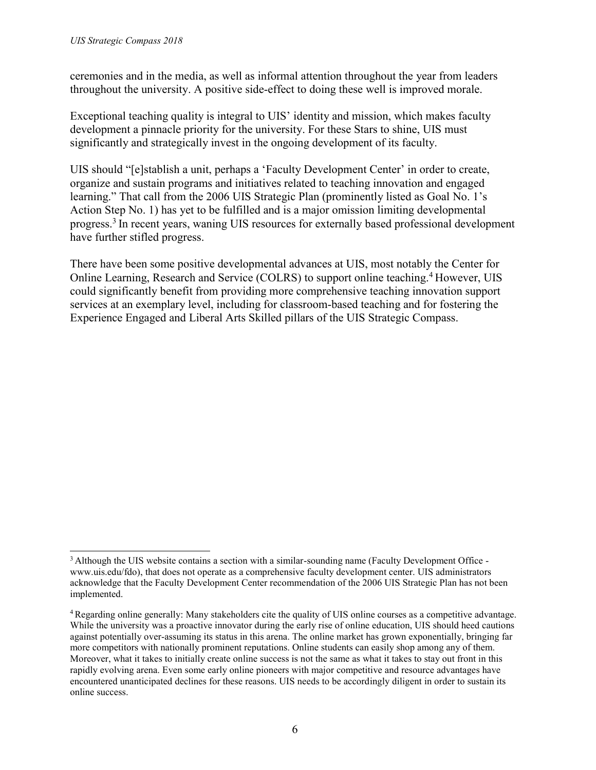ceremonies and in the media, as well as informal attention throughout the year from leaders throughout the university. A positive side-effect to doing these well is improved morale.

Exceptional teaching quality is integral to UIS' identity and mission, which makes faculty development a pinnacle priority for the university. For these Stars to shine, UIS must significantly and strategically invest in the ongoing development of its faculty.

UIS should "[e]stablish a unit, perhaps a 'Faculty Development Center' in order to create, organize and sustain programs and initiatives related to teaching innovation and engaged learning." That call from the 2006 UIS Strategic Plan (prominently listed as Goal No. 1's Action Step No. 1) has yet to be fulfilled and is a major omission limiting developmental progress.[3] In recent years, waning UIS resources for externally based professional development have further stifled progress.

There have been some positive developmental advances at UIS, most notably the Center for Online Learning, Research and Service (COLRS) to support online teaching.[4] However, UIS could significantly benefit from providing more comprehensive teaching innovation support services at an exemplary level, including for classroom-based teaching and for fostering the Experience Engaged and Liberal Arts Skilled pillars of the UIS Strategic Compass.

---

[3] Although the UIS website contains a section with a similar-sounding name (Faculty Development Office - www.uis.edu/fdo), that does not operate as a comprehensive faculty development center. UIS administrators acknowledge that the Faculty Development Center recommendation of the 2006 UIS Strategic Plan has not been implemented.

[4] Regarding online generally: Many stakeholders cite the quality of UIS online courses as a competitive advantage. While the university was a proactive innovator during the early rise of online education, UIS should heed cautions against potentially over-assuming its status in this arena. The online market has grown exponentially, bringing far more competitors with nationally prominent reputations. Online students can easily shop among any of them. Moreover, what it takes to initially create online success is not the same as what it takes to stay out front in this rapidly evolving arena. Even some early online pioneers with major competitive and resource advantages have encountered unanticipated declines for these reasons. UIS needs to be accordingly diligent in order to sustain its online success.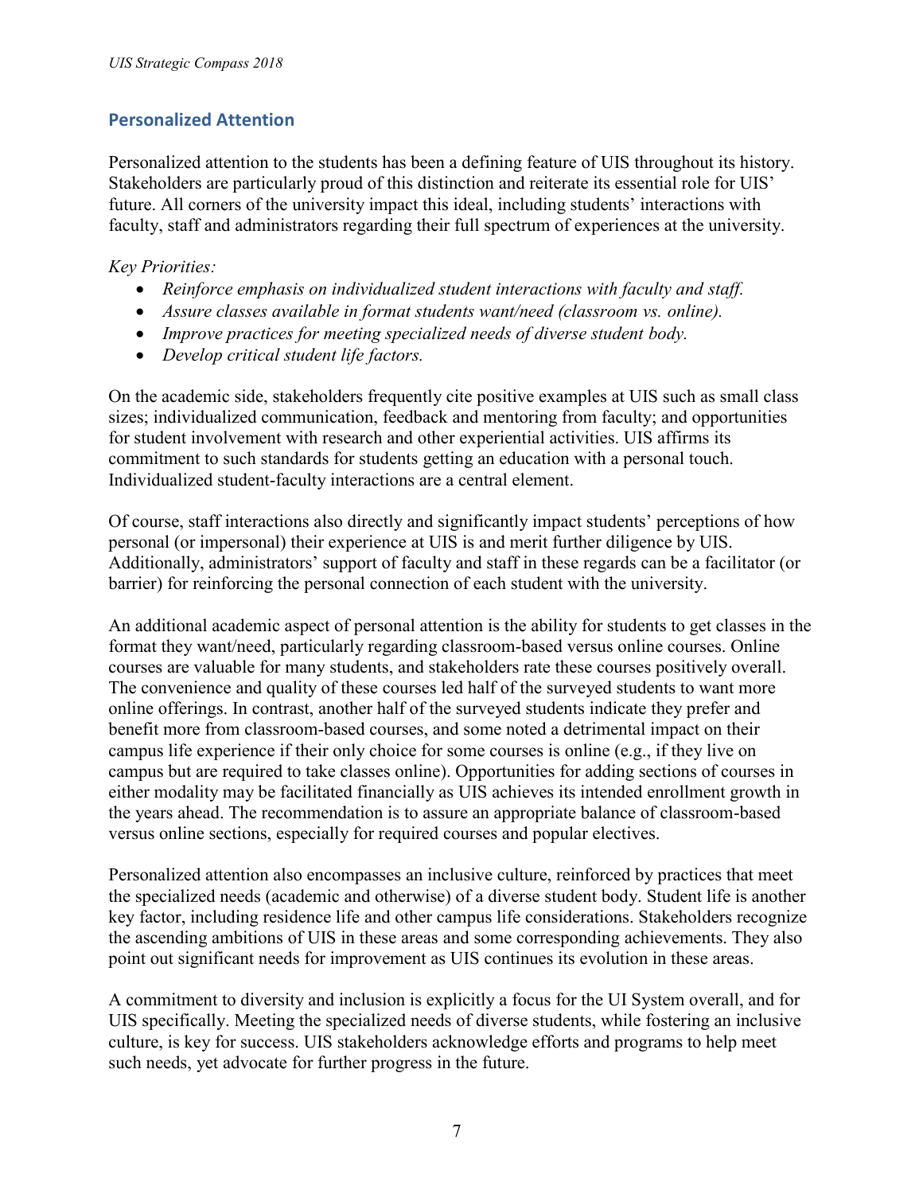## Personalized Attention

Personalized attention to the students has been a defining feature of UIS throughout its history. Stakeholders are particularly proud of this distinction and reiterate its essential role for UIS' future. All corners of the university impact this ideal, including students' interactions with faculty, staff and administrators regarding their full spectrum of experiences at the university.

*Key Priorities:*

- *Reinforce emphasis on individualized student interactions with faculty and staff.*
- *Assure classes available in format students want/need (classroom vs. online).*
- *Improve practices for meeting specialized needs of diverse student body.*
- *Develop critical student life factors.*

On the academic side, stakeholders frequently cite positive examples at UIS such as small class sizes; individualized communication, feedback and mentoring from faculty; and opportunities for student involvement with research and other experiential activities. UIS affirms its commitment to such standards for students getting an education with a personal touch. Individualized student-faculty interactions are a central element.

Of course, staff interactions also directly and significantly impact students' perceptions of how personal (or impersonal) their experience at UIS is and merit further diligence by UIS. Additionally, administrators' support of faculty and staff in these regards can be a facilitator (or barrier) for reinforcing the personal connection of each student with the university.

An additional academic aspect of personal attention is the ability for students to get classes in the format they want/need, particularly regarding classroom-based versus online courses. Online courses are valuable for many students, and stakeholders rate these courses positively overall. The convenience and quality of these courses led half of the surveyed students to want more online offerings. In contrast, another half of the surveyed students indicate they prefer and benefit more from classroom-based courses, and some noted a detrimental impact on their campus life experience if their only choice for some courses is online (e.g., if they live on campus but are required to take classes online). Opportunities for adding sections of courses in either modality may be facilitated financially as UIS achieves its intended enrollment growth in the years ahead. The recommendation is to assure an appropriate balance of classroom-based versus online sections, especially for required courses and popular electives.

Personalized attention also encompasses an inclusive culture, reinforced by practices that meet the specialized needs (academic and otherwise) of a diverse student body. Student life is another key factor, including residence life and other campus life considerations. Stakeholders recognize the ascending ambitions of UIS in these areas and some corresponding achievements. They also point out significant needs for improvement as UIS continues its evolution in these areas.

A commitment to diversity and inclusion is explicitly a focus for the UI System overall, and for UIS specifically. Meeting the specialized needs of diverse students, while fostering an inclusive culture, is key for success. UIS stakeholders acknowledge efforts and programs to help meet such needs, yet advocate for further progress in the future.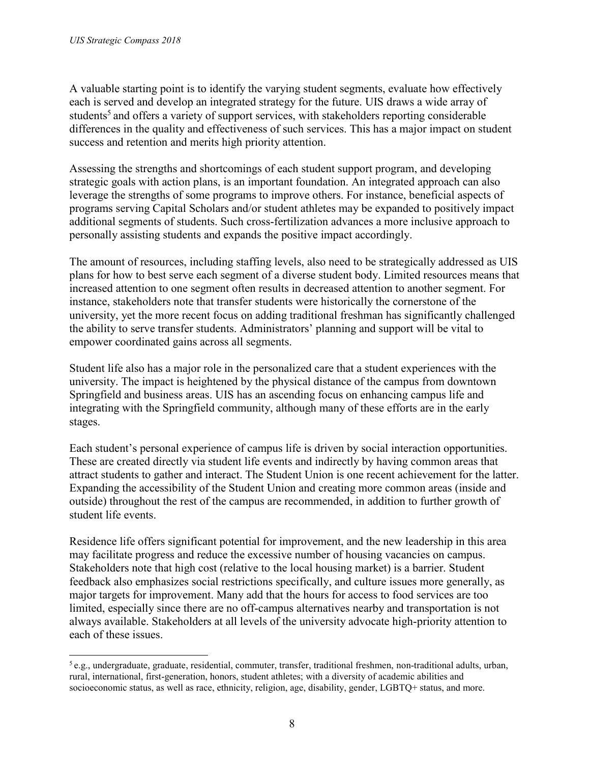A valuable starting point is to identify the varying student segments, evaluate how effectively each is served and develop an integrated strategy for the future. UIS draws a wide array of students[5] and offers a variety of support services, with stakeholders reporting considerable differences in the quality and effectiveness of such services. This has a major impact on student success and retention and merits high priority attention.

Assessing the strengths and shortcomings of each student support program, and developing strategic goals with action plans, is an important foundation. An integrated approach can also leverage the strengths of some programs to improve others. For instance, beneficial aspects of programs serving Capital Scholars and/or student athletes may be expanded to positively impact additional segments of students. Such cross-fertilization advances a more inclusive approach to personally assisting students and expands the positive impact accordingly.

The amount of resources, including staffing levels, also need to be strategically addressed as UIS plans for how to best serve each segment of a diverse student body. Limited resources means that increased attention to one segment often results in decreased attention to another segment. For instance, stakeholders note that transfer students were historically the cornerstone of the university, yet the more recent focus on adding traditional freshman has significantly challenged the ability to serve transfer students. Administrators' planning and support will be vital to empower coordinated gains across all segments.

Student life also has a major role in the personalized care that a student experiences with the university. The impact is heightened by the physical distance of the campus from downtown Springfield and business areas. UIS has an ascending focus on enhancing campus life and integrating with the Springfield community, although many of these efforts are in the early stages.

Each student's personal experience of campus life is driven by social interaction opportunities. These are created directly via student life events and indirectly by having common areas that attract students to gather and interact. The Student Union is one recent achievement for the latter. Expanding the accessibility of the Student Union and creating more common areas (inside and outside) throughout the rest of the campus are recommended, in addition to further growth of student life events.

Residence life offers significant potential for improvement, and the new leadership in this area may facilitate progress and reduce the excessive number of housing vacancies on campus. Stakeholders note that high cost (relative to the local housing market) is a barrier. Student feedback also emphasizes social restrictions specifically, and culture issues more generally, as major targets for improvement. Many add that the hours for access to food services are too limited, especially since there are no off-campus alternatives nearby and transportation is not always available. Stakeholders at all levels of the university advocate high-priority attention to each of these issues.

---

[5] e.g., undergraduate, graduate, residential, commuter, transfer, traditional freshmen, non-traditional adults, urban, rural, international, first-generation, honors, student athletes; with a diversity of academic abilities and socioeconomic status, as well as race, ethnicity, religion, age, disability, gender, LGBTQ+ status, and more.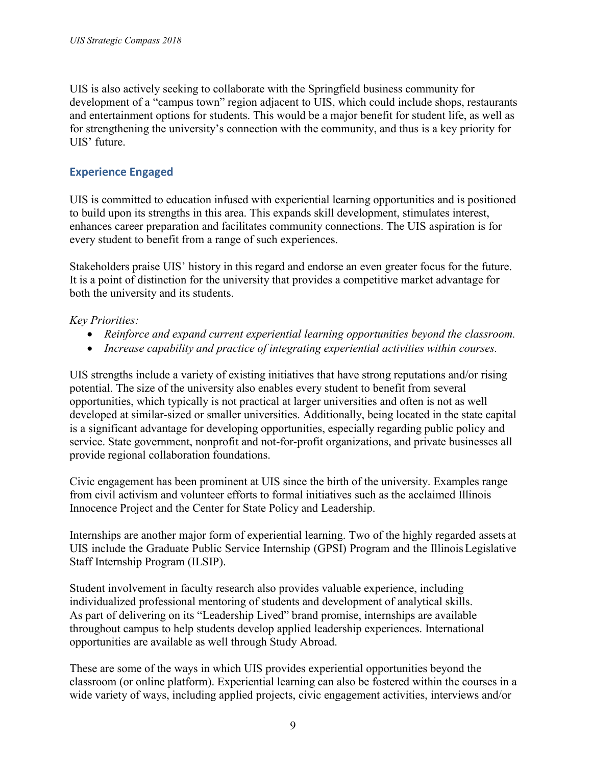UIS is also actively seeking to collaborate with the Springfield business community for development of a "campus town" region adjacent to UIS, which could include shops, restaurants and entertainment options for students. This would be a major benefit for student life, as well as for strengthening the university's connection with the community, and thus is a key priority for UIS' future.

## Experience Engaged

UIS is committed to education infused with experiential learning opportunities and is positioned to build upon its strengths in this area. This expands skill development, stimulates interest, enhances career preparation and facilitates community connections. The UIS aspiration is for every student to benefit from a range of such experiences.

Stakeholders praise UIS' history in this regard and endorse an even greater focus for the future. It is a point of distinction for the university that provides a competitive market advantage for both the university and its students.

*Key Priorities:*

- *Reinforce and expand current experiential learning opportunities beyond the classroom.*
- *Increase capability and practice of integrating experiential activities within courses.*

UIS strengths include a variety of existing initiatives that have strong reputations and/or rising potential. The size of the university also enables every student to benefit from several opportunities, which typically is not practical at larger universities and often is not as well developed at similar-sized or smaller universities. Additionally, being located in the state capital is a significant advantage for developing opportunities, especially regarding public policy and service. State government, nonprofit and not-for-profit organizations, and private businesses all provide regional collaboration foundations.

Civic engagement has been prominent at UIS since the birth of the university. Examples range from civil activism and volunteer efforts to formal initiatives such as the acclaimed Illinois Innocence Project and the Center for State Policy and Leadership.

Internships are another major form of experiential learning. Two of the highly regarded assets at UIS include the Graduate Public Service Internship (GPSI) Program and the Illinois Legislative Staff Internship Program (ILSIP).

Student involvement in faculty research also provides valuable experience, including individualized professional mentoring of students and development of analytical skills. As part of delivering on its "Leadership Lived" brand promise, internships are available throughout campus to help students develop applied leadership experiences. International opportunities are available as well through Study Abroad.

These are some of the ways in which UIS provides experiential opportunities beyond the classroom (or online platform). Experiential learning can also be fostered within the courses in a wide variety of ways, including applied projects, civic engagement activities, interviews and/or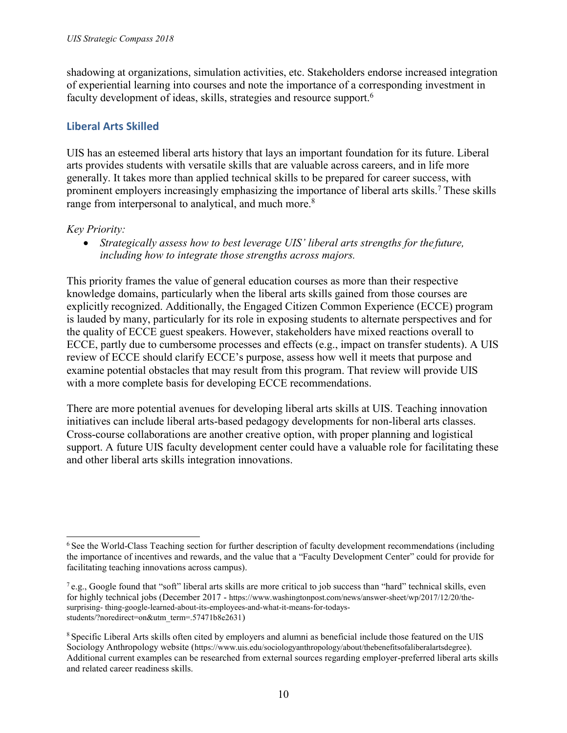shadowing at organizations, simulation activities, etc. Stakeholders endorse increased integration of experiential learning into courses and note the importance of a corresponding investment in faculty development of ideas, skills, strategies and resource support.[6]

## Liberal Arts Skilled

UIS has an esteemed liberal arts history that lays an important foundation for its future. Liberal arts provides students with versatile skills that are valuable across careers, and in life more generally. It takes more than applied technical skills to be prepared for career success, with prominent employers increasingly emphasizing the importance of liberal arts skills.[7] These skills range from interpersonal to analytical, and much more.[8]

*Key Priority:*

- *Strategically assess how to best leverage UIS' liberal arts strengths for the future, including how to integrate those strengths across majors.*

This priority frames the value of general education courses as more than their respective knowledge domains, particularly when the liberal arts skills gained from those courses are explicitly recognized. Additionally, the Engaged Citizen Common Experience (ECCE) program is lauded by many, particularly for its role in exposing students to alternate perspectives and for the quality of ECCE guest speakers. However, stakeholders have mixed reactions overall to ECCE, partly due to cumbersome processes and effects (e.g., impact on transfer students). A UIS review of ECCE should clarify ECCE's purpose, assess how well it meets that purpose and examine potential obstacles that may result from this program. That review will provide UIS with a more complete basis for developing ECCE recommendations.

There are more potential avenues for developing liberal arts skills at UIS. Teaching innovation initiatives can include liberal arts-based pedagogy developments for non-liberal arts classes. Cross-course collaborations are another creative option, with proper planning and logistical support. A future UIS faculty development center could have a valuable role for facilitating these and other liberal arts skills integration innovations.

---

[6] See the World-Class Teaching section for further description of faculty development recommendations (including the importance of incentives and rewards, and the value that a "Faculty Development Center" could for provide for facilitating teaching innovations across campus).

[7] e.g., Google found that "soft" liberal arts skills are more critical to job success than "hard" technical skills, even for highly technical jobs (December 2017 - https://www.washingtonpost.com/news/answer-sheet/wp/2017/12/20/the-surprising- thing-google-learned-about-its-employees-and-what-it-means-for-todays-students/?noredirect=on&utm_term=.57471b8e2631)

[8] Specific Liberal Arts skills often cited by employers and alumni as beneficial include those featured on the UIS Sociology Anthropology website (https://www.uis.edu/sociologyanthropology/about/thebenefitsofaliberalartsdegree). Additional current examples can be researched from external sources regarding employer-preferred liberal arts skills and related career readiness skills.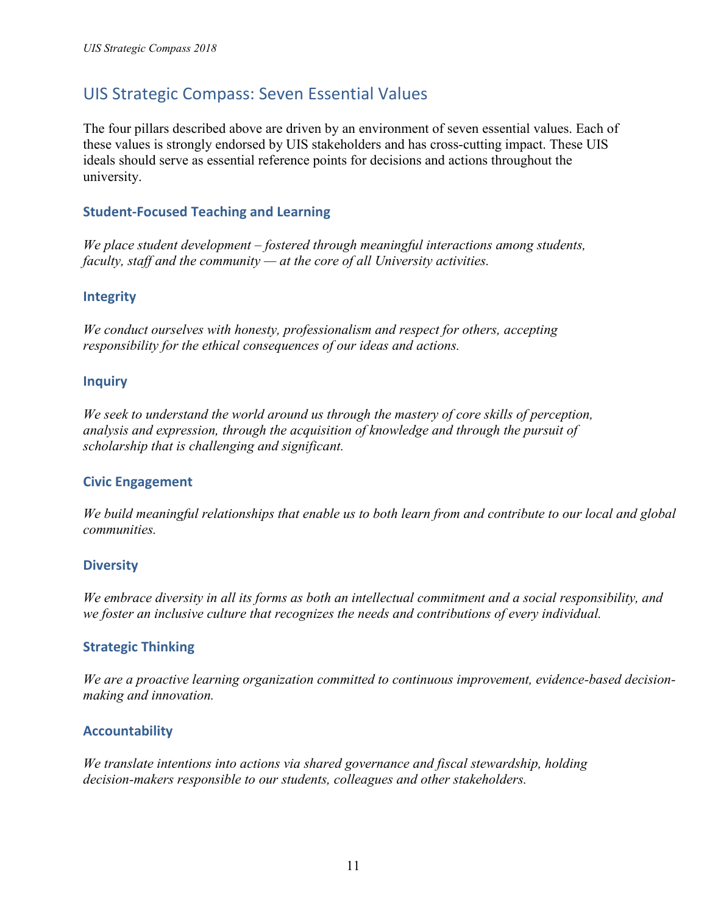## UIS Strategic Compass: Seven Essential Values

The four pillars described above are driven by an environment of seven essential values. Each of these values is strongly endorsed by UIS stakeholders and has cross-cutting impact. These UIS ideals should serve as essential reference points for decisions and actions throughout the university.

### Student-Focused Teaching and Learning

*We place student development – fostered through meaningful interactions among students, faculty, staff and the community — at the core of all University activities.*

### Integrity

*We conduct ourselves with honesty, professionalism and respect for others, accepting responsibility for the ethical consequences of our ideas and actions.*

### Inquiry

*We seek to understand the world around us through the mastery of core skills of perception, analysis and expression, through the acquisition of knowledge and through the pursuit of scholarship that is challenging and significant.*

### Civic Engagement

*We build meaningful relationships that enable us to both learn from and contribute to our local and global communities.*

### Diversity

*We embrace diversity in all its forms as both an intellectual commitment and a social responsibility, and we foster an inclusive culture that recognizes the needs and contributions of every individual.*

### Strategic Thinking

*We are a proactive learning organization committed to continuous improvement, evidence-based decision-making and innovation.*

### Accountability

*We translate intentions into actions via shared governance and fiscal stewardship, holding decision-makers responsible to our students, colleagues and other stakeholders.*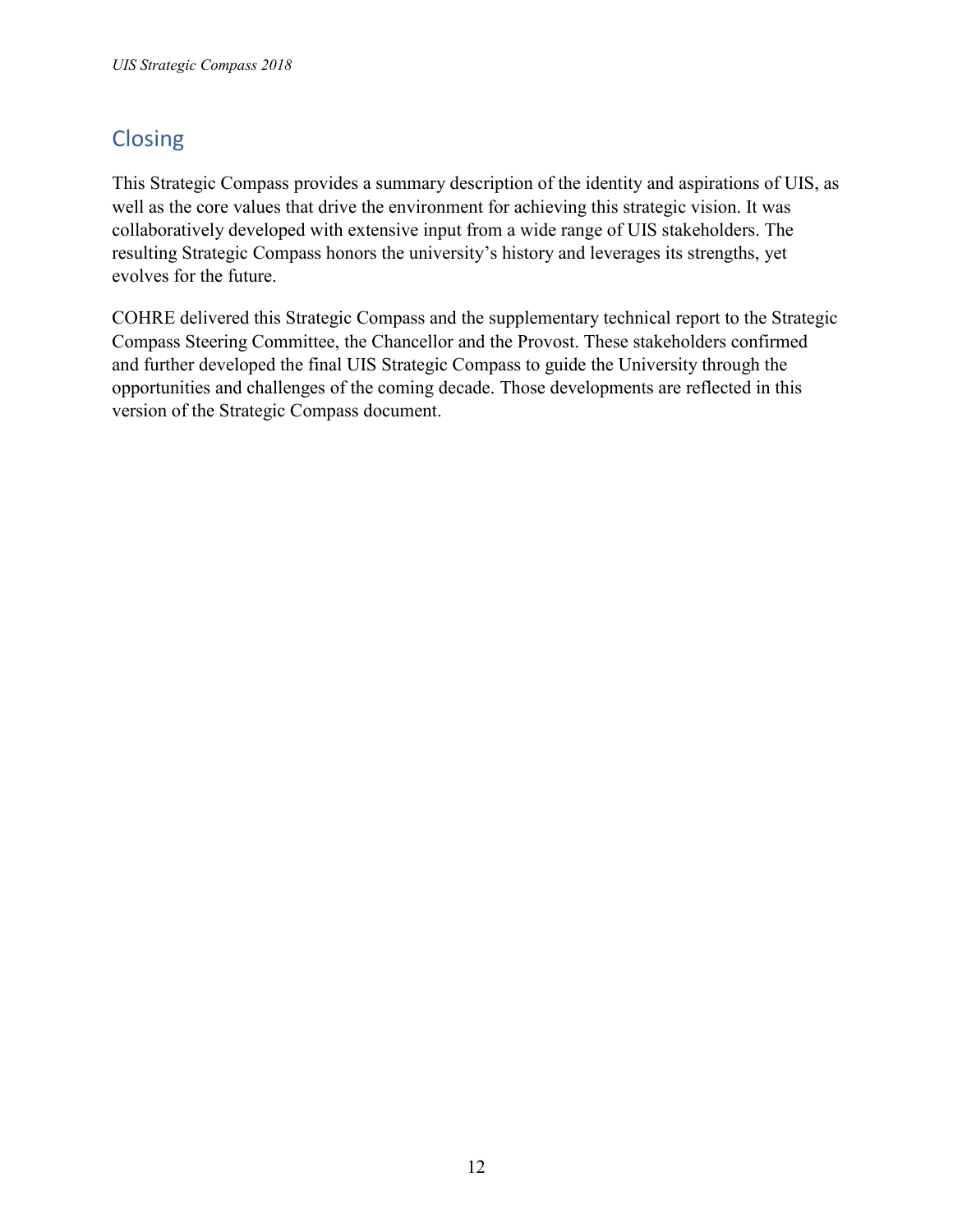## Closing

This Strategic Compass provides a summary description of the identity and aspirations of UIS, as well as the core values that drive the environment for achieving this strategic vision. It was collaboratively developed with extensive input from a wide range of UIS stakeholders. The resulting Strategic Compass honors the university's history and leverages its strengths, yet evolves for the future.

COHRE delivered this Strategic Compass and the supplementary technical report to the Strategic Compass Steering Committee, the Chancellor and the Provost. These stakeholders confirmed and further developed the final UIS Strategic Compass to guide the University through the opportunities and challenges of the coming decade. Those developments are reflected in this version of the Strategic Compass document.